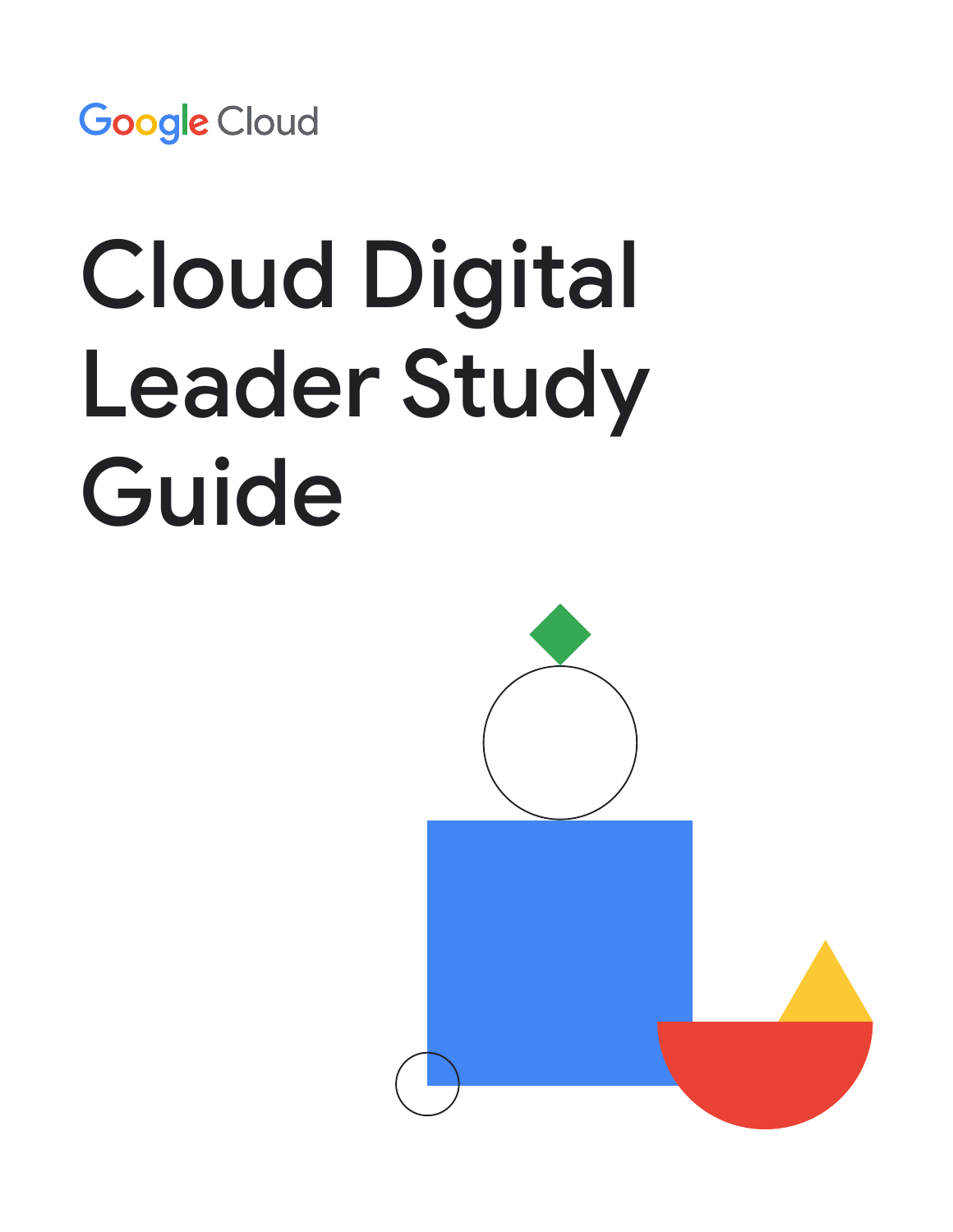Google Cloud

# Cloud Digital Leader Study Guide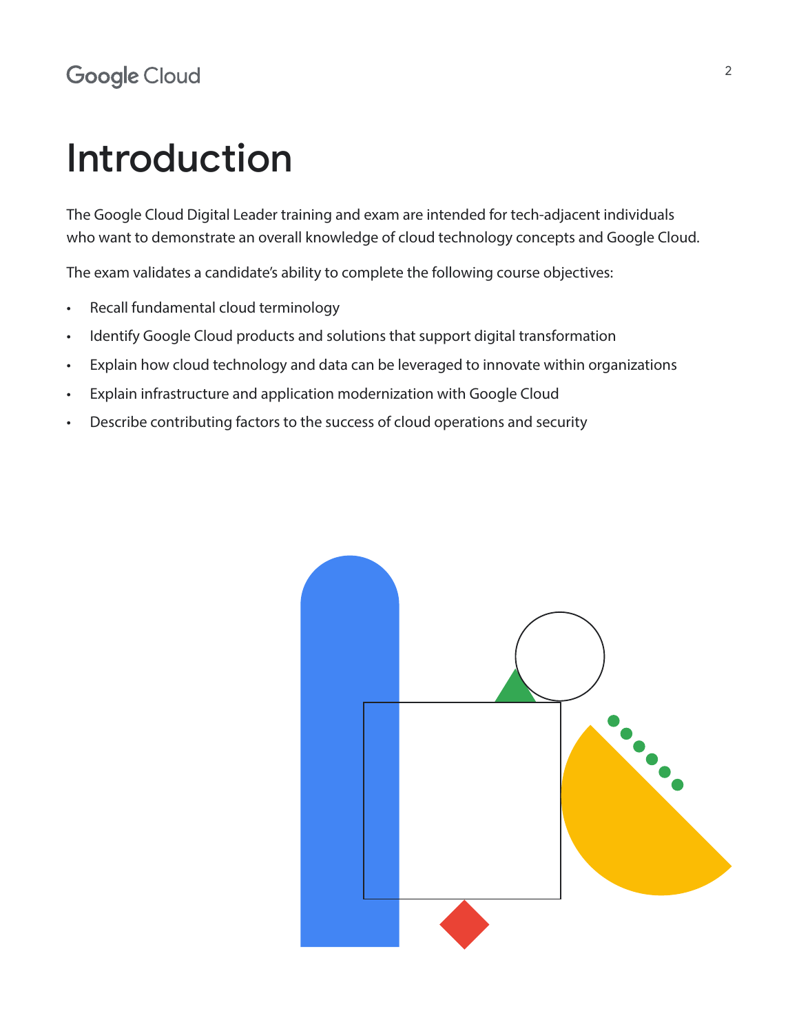# Introduction

The Google Cloud Digital Leader training and exam are intended for tech-adjacent individuals who want to demonstrate an overall knowledge of cloud technology concepts and Google Cloud.

The exam validates a candidate's ability to complete the following course objectives:

- Recall fundamental cloud terminology
- Identify Google Cloud products and solutions that support digital transformation
- Explain how cloud technology and data can be leveraged to innovate within organizations
- Explain infrastructure and application modernization with Google Cloud
- Describe contributing factors to the success of cloud operations and security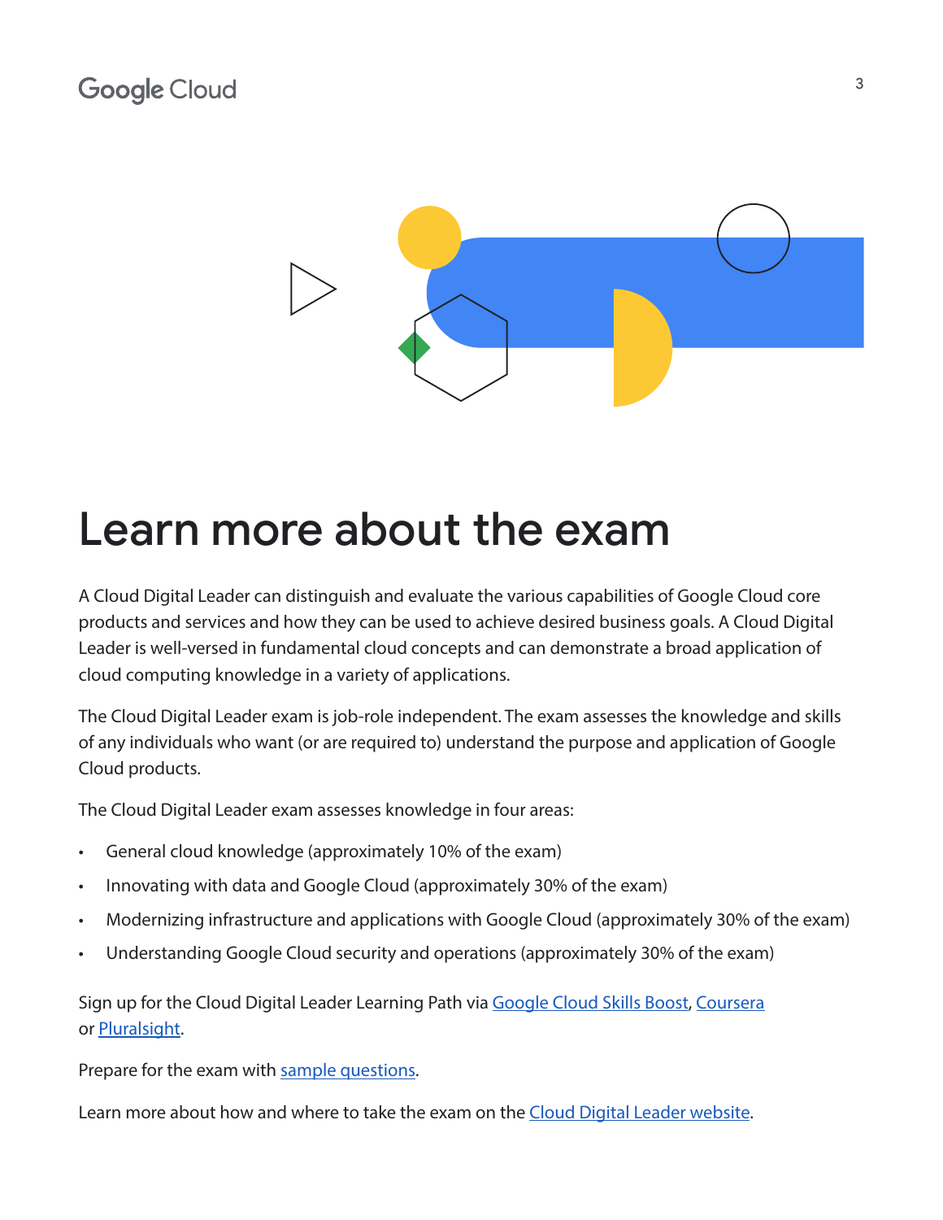# Learn more about the exam

A Cloud Digital Leader can distinguish and evaluate the various capabilities of Google Cloud core products and services and how they can be used to achieve desired business goals. A Cloud Digital Leader is well-versed in fundamental cloud concepts and can demonstrate a broad application of cloud computing knowledge in a variety of applications.

The Cloud Digital Leader exam is job-role independent. The exam assesses the knowledge and skills of any individuals who want (or are required to) understand the purpose and application of Google Cloud products.

The Cloud Digital Leader exam assesses knowledge in four areas:

- General cloud knowledge (approximately 10% of the exam)
- Innovating with data and Google Cloud (approximately 30% of the exam)
- Modernizing infrastructure and applications with Google Cloud (approximately 30% of the exam)
- Understanding Google Cloud security and operations (approximately 30% of the exam)

Sign up for the Cloud Digital Leader Learning Path via Google Cloud Skills Boost, Coursera or Pluralsight.

Prepare for the exam with sample questions.

Learn more about how and where to take the exam on the Cloud Digital Leader website.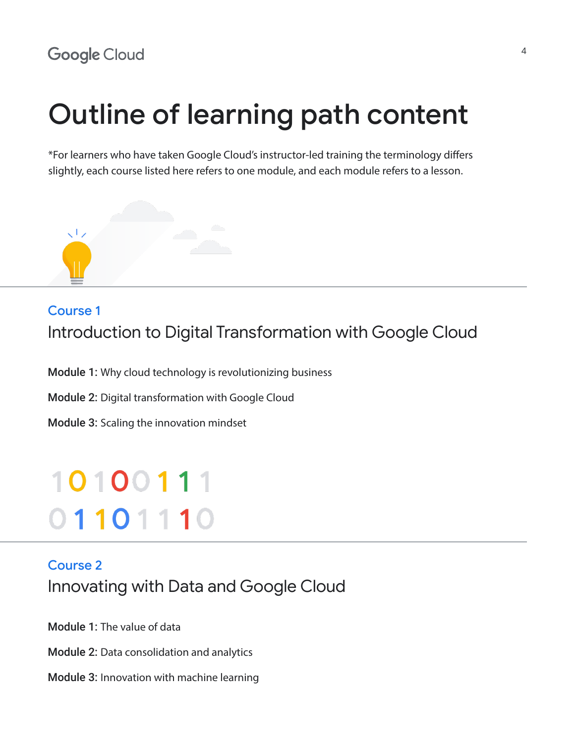# Outline of learning path content

*For learners who have taken Google Cloud's instructor-led training the terminology differs slightly, each course listed here refers to one module, and each module refers to a lesson.

Course 1

## Introduction to Digital Transformation with Google Cloud

**Module 1:** Why cloud technology is revolutionizing business

**Module 2:** Digital transformation with Google Cloud

**Module 3:** Scaling the innovation mindset

Course 2

## Innovating with Data and Google Cloud

**Module 1:** The value of data

**Module 2:** Data consolidation and analytics

**Module 3:** Innovation with machine learning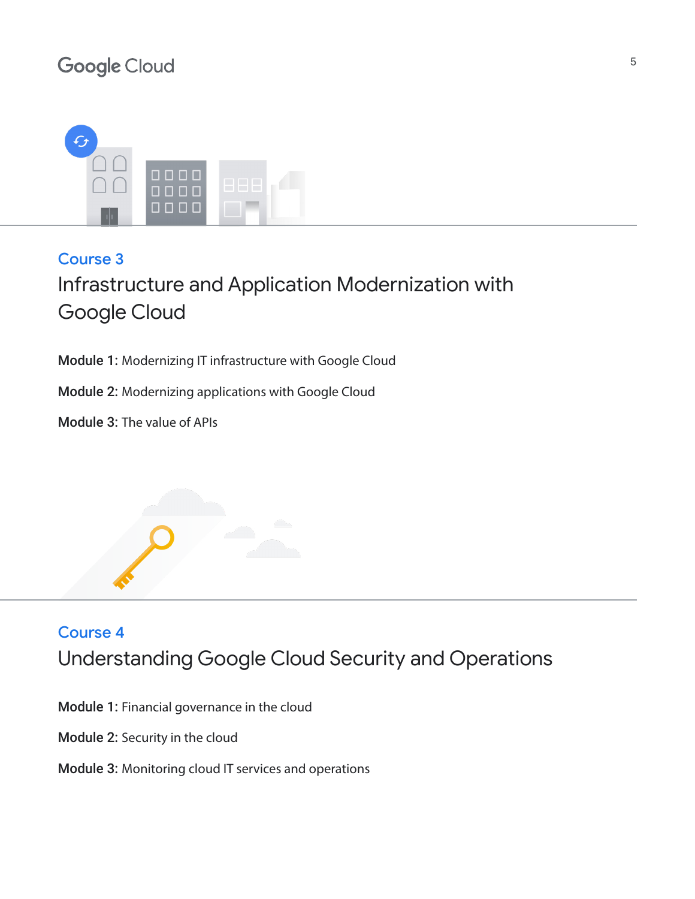## Course 3

# Infrastructure and Application Modernization with Google Cloud

**Module 1:** Modernizing IT infrastructure with Google Cloud

**Module 2:** Modernizing applications with Google Cloud

**Module 3:** The value of APIs

## Course 4

# Understanding Google Cloud Security and Operations

**Module 1:** Financial governance in the cloud

**Module 2:** Security in the cloud

**Module 3:** Monitoring cloud IT services and operations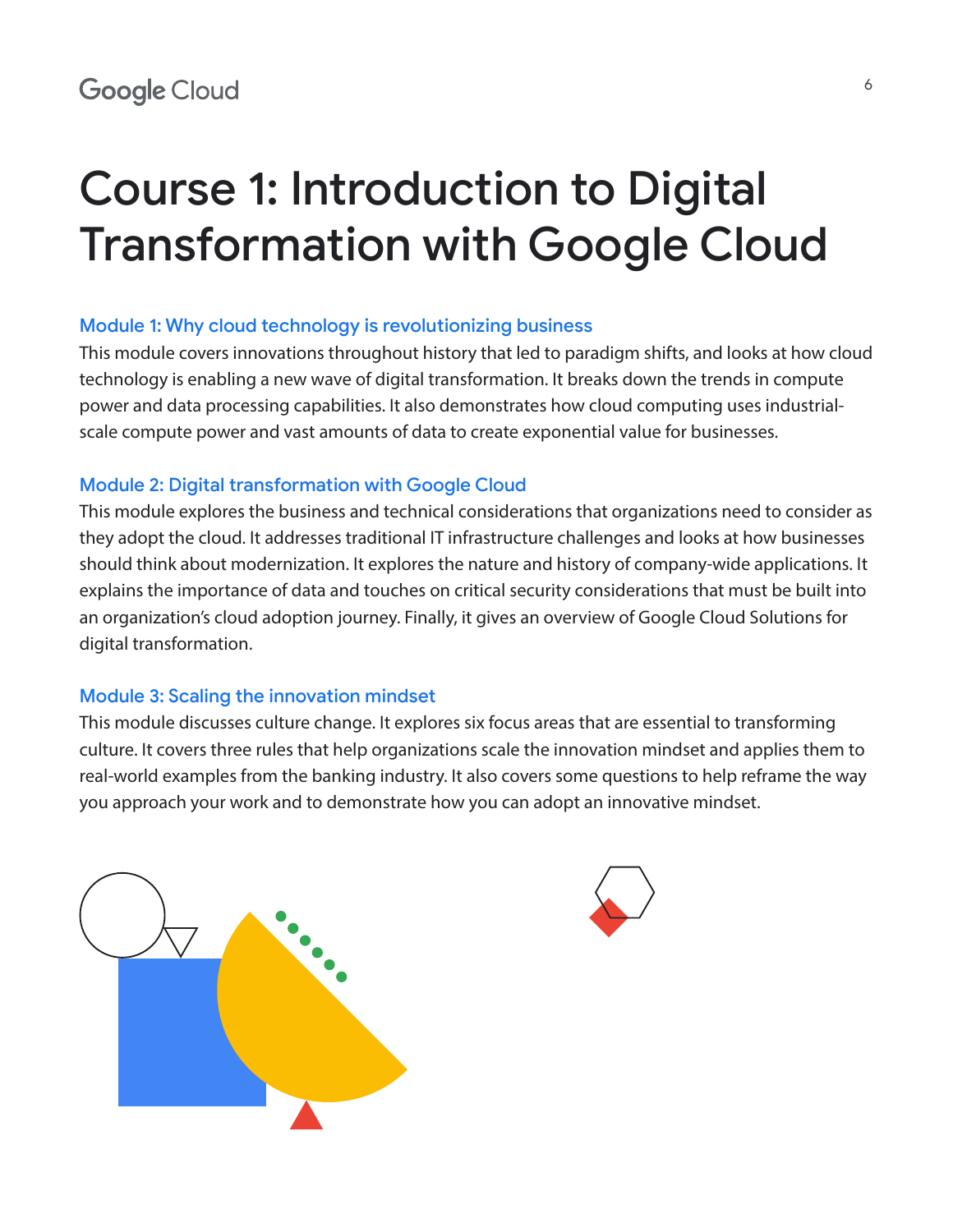# Course 1: Introduction to Digital Transformation with Google Cloud

### Module 1: Why cloud technology is revolutionizing business

This module covers innovations throughout history that led to paradigm shifts, and looks at how cloud technology is enabling a new wave of digital transformation. It breaks down the trends in compute power and data processing capabilities. It also demonstrates how cloud computing uses industrial-scale compute power and vast amounts of data to create exponential value for businesses.

### Module 2: Digital transformation with Google Cloud

This module explores the business and technical considerations that organizations need to consider as they adopt the cloud. It addresses traditional IT infrastructure challenges and looks at how businesses should think about modernization. It explores the nature and history of company-wide applications. It explains the importance of data and touches on critical security considerations that must be built into an organization's cloud adoption journey. Finally, it gives an overview of Google Cloud Solutions for digital transformation.

### Module 3: Scaling the innovation mindset

This module discusses culture change. It explores six focus areas that are essential to transforming culture. It covers three rules that help organizations scale the innovation mindset and applies them to real-world examples from the banking industry. It also covers some questions to help reframe the way you approach your work and to demonstrate how you can adopt an innovative mindset.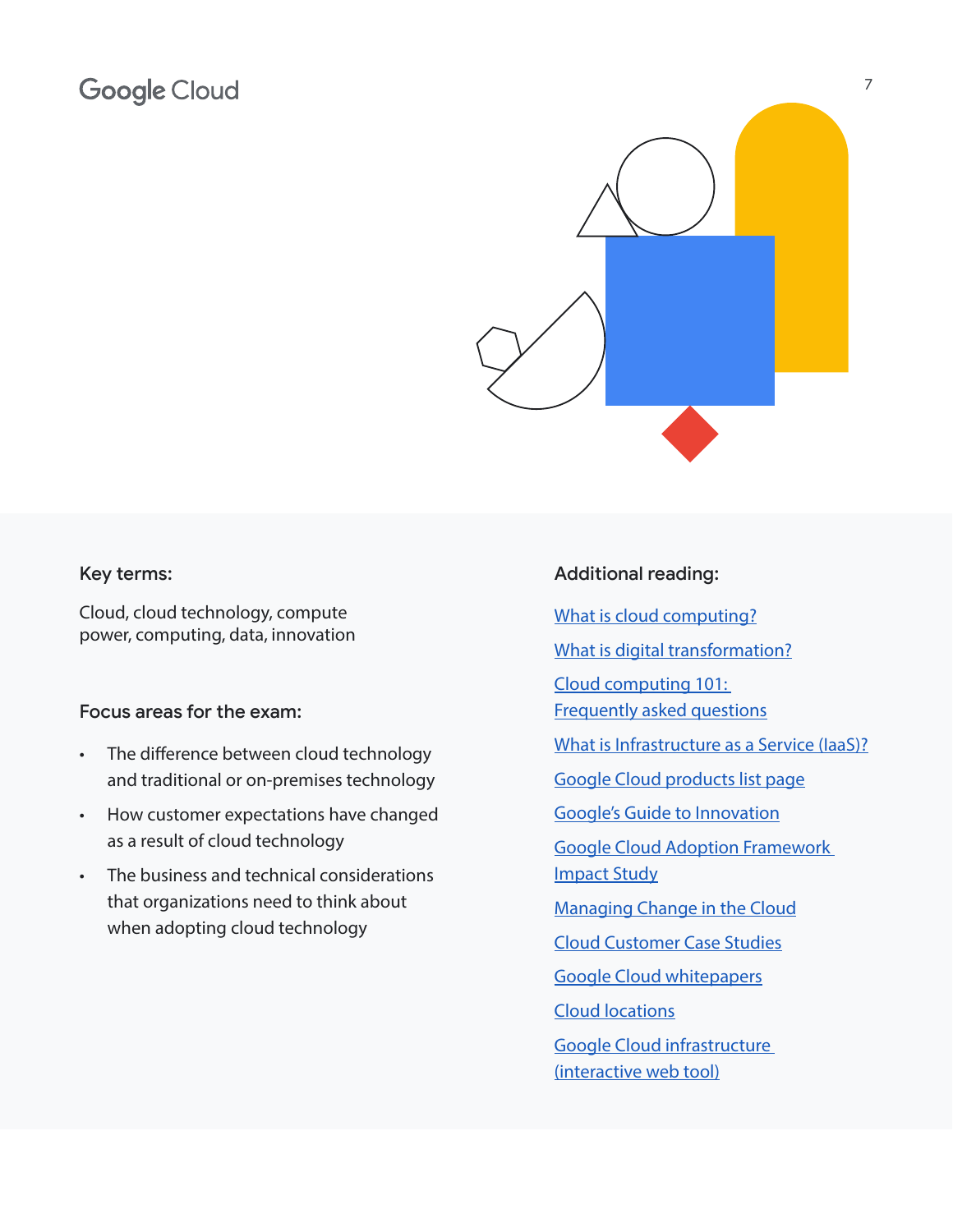### Key terms:

Cloud, cloud technology, compute power, computing, data, innovation

### Focus areas for the exam:

- The difference between cloud technology and traditional or on-premises technology
- How customer expectations have changed as a result of cloud technology
- The business and technical considerations that organizations need to think about when adopting cloud technology

### Additional reading:

- What is cloud computing?
- What is digital transformation?
- Cloud computing 101: Frequently asked questions
- What is Infrastructure as a Service (IaaS)?
- Google Cloud products list page
- Google's Guide to Innovation
- Google Cloud Adoption Framework Impact Study
- Managing Change in the Cloud
- Cloud Customer Case Studies
- Google Cloud whitepapers
- Cloud locations
- Google Cloud infrastructure (interactive web tool)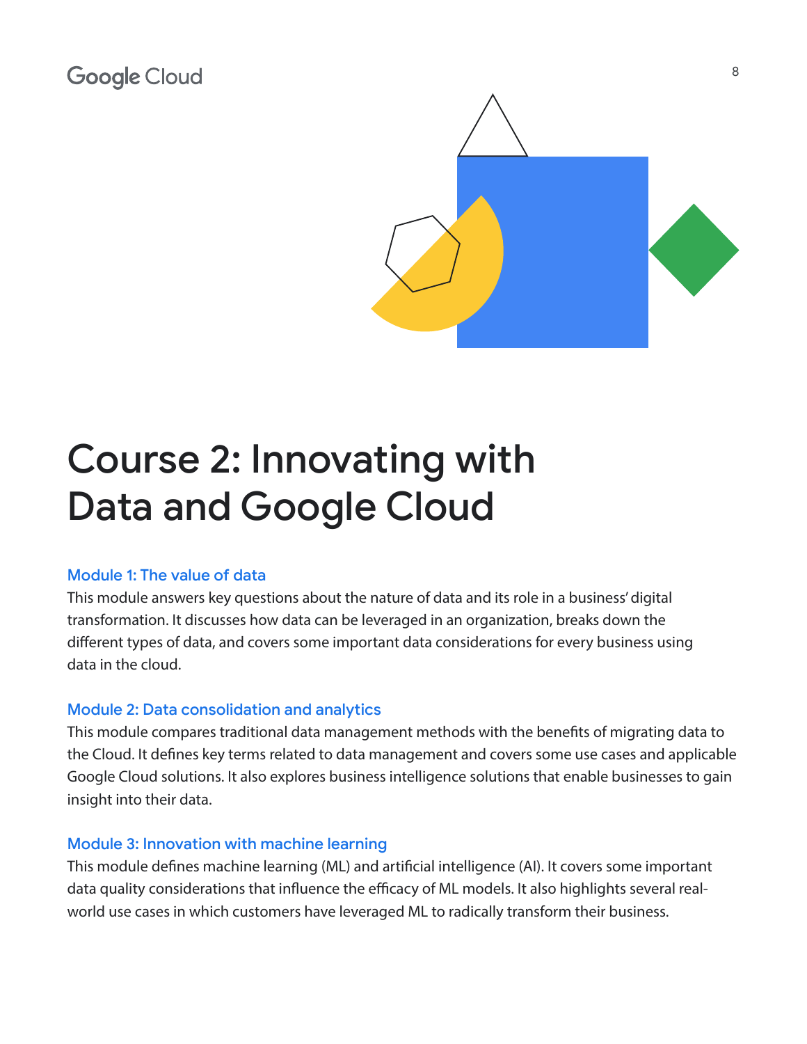# Course 2: Innovating with Data and Google Cloud

### Module 1: The value of data

This module answers key questions about the nature of data and its role in a business' digital transformation. It discusses how data can be leveraged in an organization, breaks down the different types of data, and covers some important data considerations for every business using data in the cloud.

### Module 2: Data consolidation and analytics

This module compares traditional data management methods with the benefits of migrating data to the Cloud. It defines key terms related to data management and covers some use cases and applicable Google Cloud solutions. It also explores business intelligence solutions that enable businesses to gain insight into their data.

### Module 3: Innovation with machine learning

This module defines machine learning (ML) and artificial intelligence (AI). It covers some important data quality considerations that influence the efficacy of ML models. It also highlights several real-world use cases in which customers have leveraged ML to radically transform their business.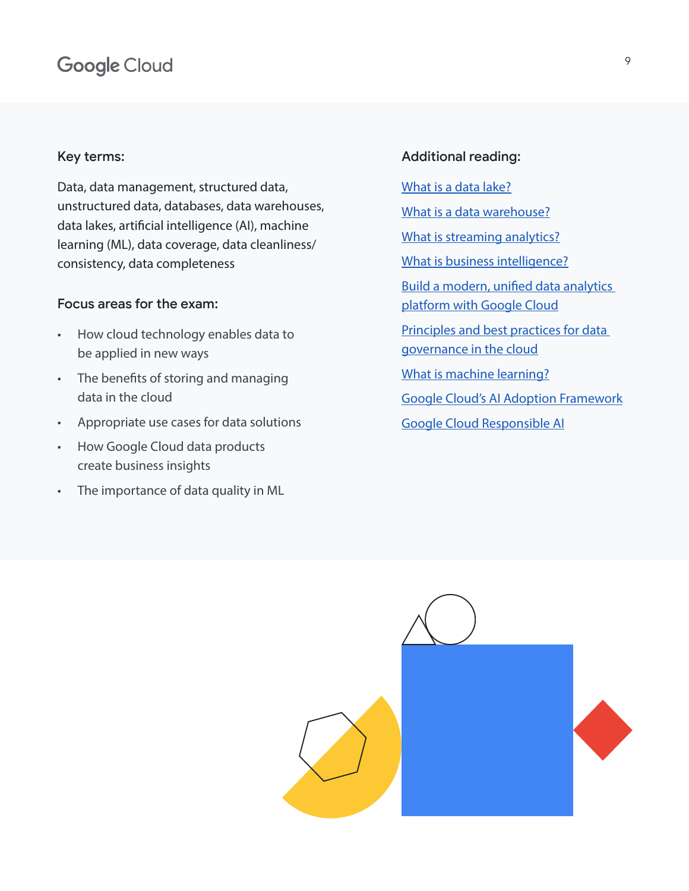### Key terms:

Data, data management, structured data, unstructured data, databases, data warehouses, data lakes, artificial intelligence (AI), machine learning (ML), data coverage, data cleanliness/consistency, data completeness

### Focus areas for the exam:

- How cloud technology enables data to be applied in new ways
- The benefits of storing and managing data in the cloud
- Appropriate use cases for data solutions
- How Google Cloud data products create business insights
- The importance of data quality in ML

### Additional reading:

What is a data lake?

What is a data warehouse?

What is streaming analytics?

What is business intelligence?

Build a modern, unified data analytics platform with Google Cloud

Principles and best practices for data governance in the cloud

What is machine learning?

Google Cloud's AI Adoption Framework

Google Cloud Responsible AI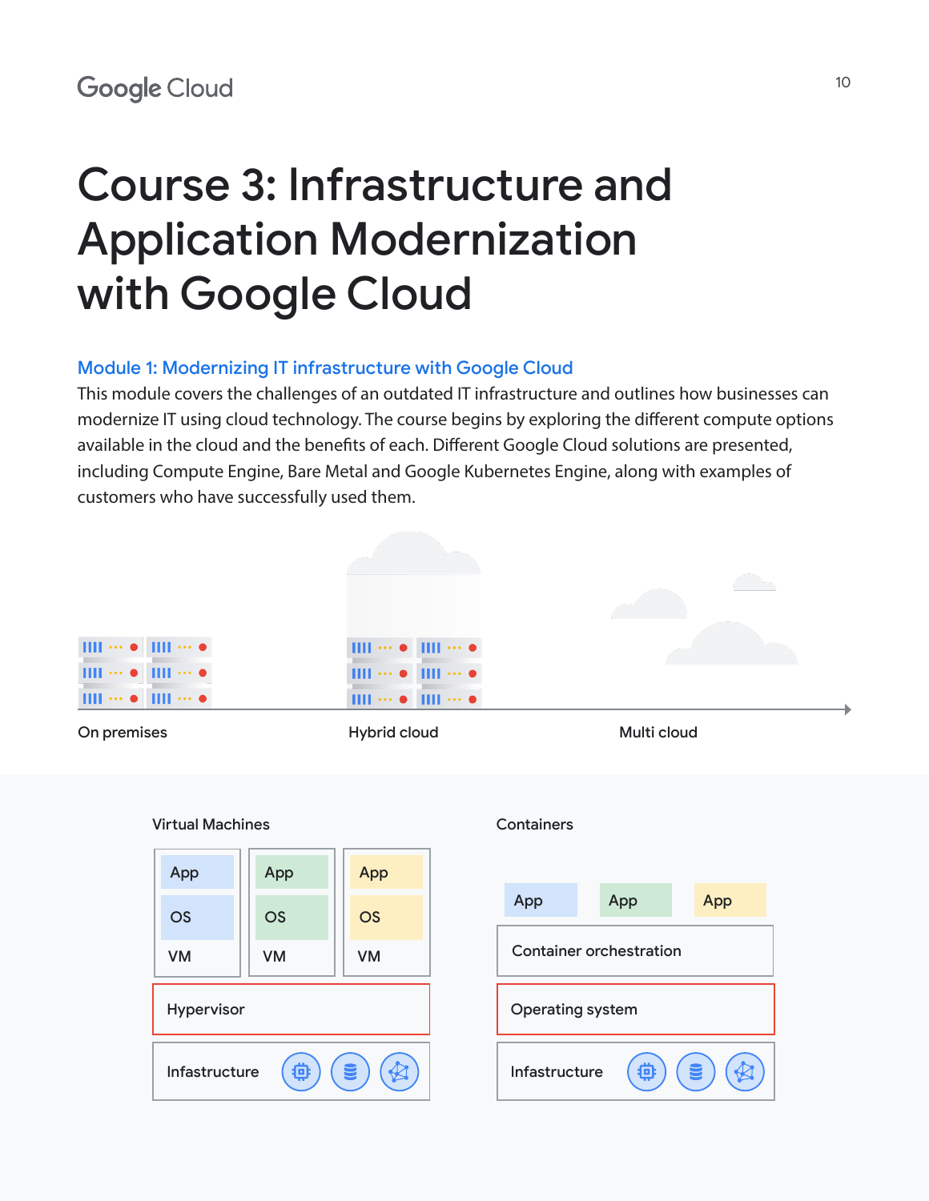# Course 3: Infrastructure and Application Modernization with Google Cloud

## Module 1: Modernizing IT infrastructure with Google Cloud

This module covers the challenges of an outdated IT infrastructure and outlines how businesses can modernize IT using cloud technology. The course begins by exploring the different compute options available in the cloud and the benefits of each. Different Google Cloud solutions are presented, including Compute Engine, Bare Metal and Google Kubernetes Engine, along with examples of customers who have successfully used them.

On premises Hybrid cloud Multi cloud

Virtual Machines

| App | App | App |
|---|---|---|
| OS | OS | OS |
| VM | VM | VM |

Hypervisor

Infastructure

Containers

| App | App | App |
|---|---|---|

Container orchestration

Operating system

Infastructure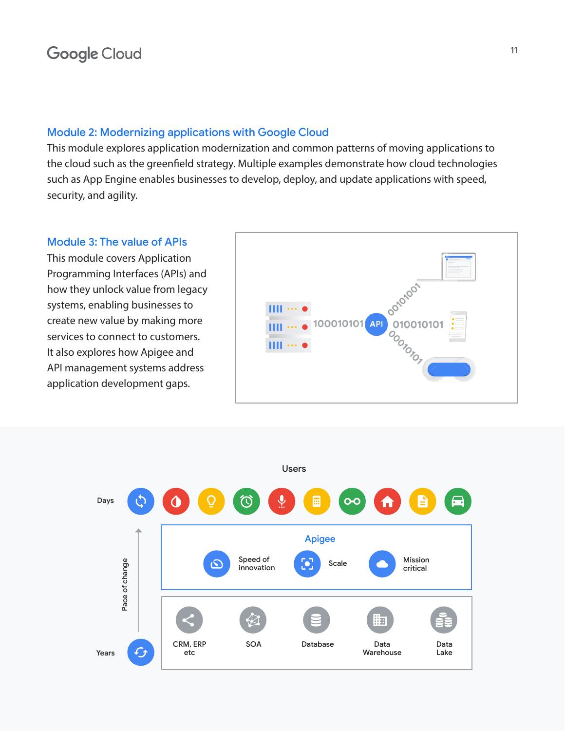## Module 2: Modernizing applications with Google Cloud

This module explores application modernization and common patterns of moving applications to the cloud such as the greenfield strategy. Multiple examples demonstrate how cloud technologies such as App Engine enables businesses to develop, deploy, and update applications with speed, security, and agility.

## Module 3: The value of APIs

This module covers Application Programming Interfaces (APIs) and how they unlock value from legacy systems, enabling businesses to create new value by making more services to connect to customers. It also explores how Apigee and API management systems address application development gaps.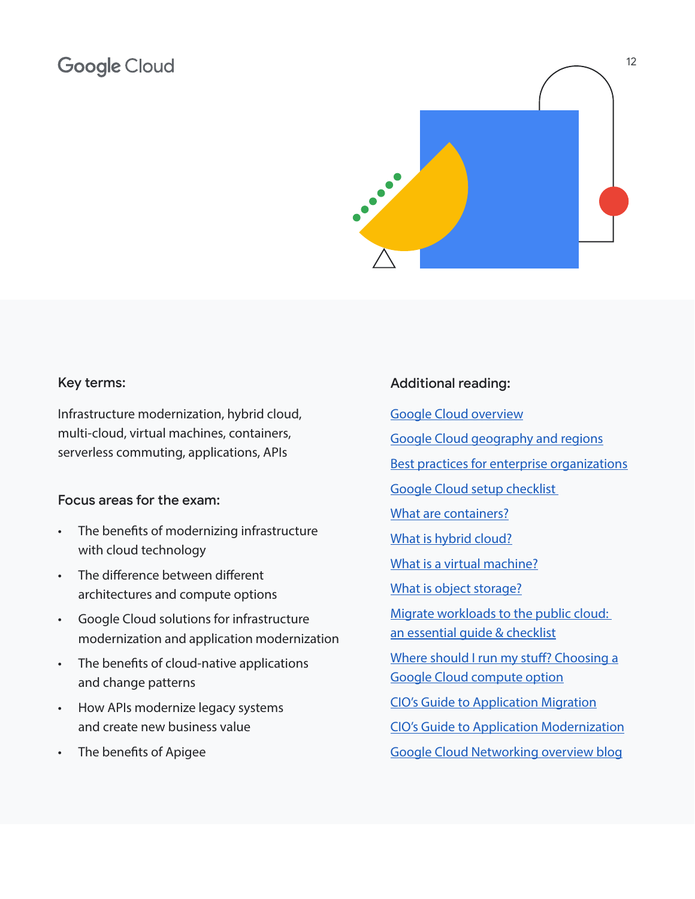### Key terms:

Infrastructure modernization, hybrid cloud, multi-cloud, virtual machines, containers, serverless commuting, applications, APIs

### Focus areas for the exam:

- The benefits of modernizing infrastructure with cloud technology
- The difference between different architectures and compute options
- Google Cloud solutions for infrastructure modernization and application modernization
- The benefits of cloud-native applications and change patterns
- How APIs modernize legacy systems and create new business value
- The benefits of Apigee

### Additional reading:

- Google Cloud overview
- Google Cloud geography and regions
- Best practices for enterprise organizations
- Google Cloud setup checklist
- What are containers?
- What is hybrid cloud?
- What is a virtual machine?
- What is object storage?
- Migrate workloads to the public cloud: an essential guide & checklist
- Where should I run my stuff? Choosing a Google Cloud compute option
- CIO's Guide to Application Migration
- CIO's Guide to Application Modernization
- Google Cloud Networking overview blog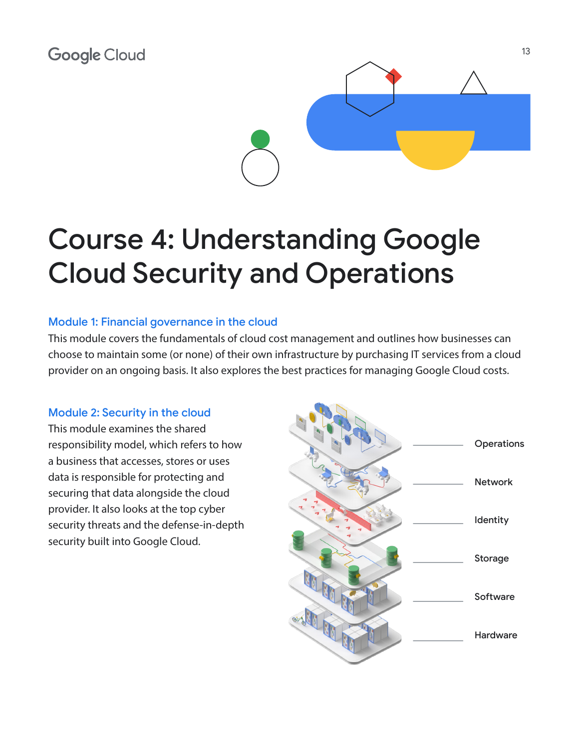# Course 4: Understanding Google Cloud Security and Operations

## Module 1: Financial governance in the cloud

This module covers the fundamentals of cloud cost management and outlines how businesses can choose to maintain some (or none) of their own infrastructure by purchasing IT services from a cloud provider on an ongoing basis. It also explores the best practices for managing Google Cloud costs.

## Module 2: Security in the cloud

This module examines the shared responsibility model, which refers to how a business that accesses, stores or uses data is responsible for protecting and securing that data alongside the cloud provider. It also looks at the top cyber security threats and the defense-in-depth security built into Google Cloud.

Operations

Network

Identity

Storage

Software

Hardware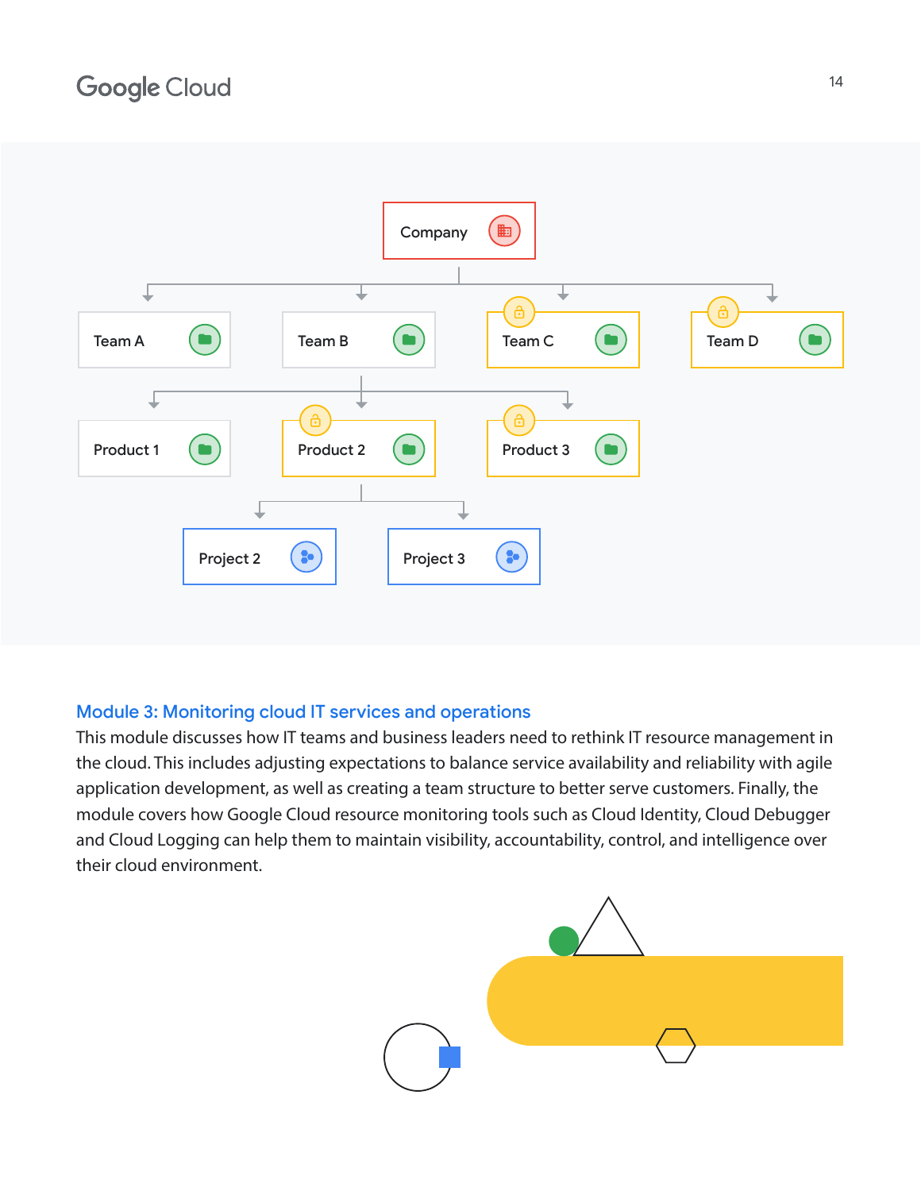Company

Team A | Team B | Team C | Team D

Product 1 | Product 2 | Product 3

Project 2 | Project 3

## Module 3: Monitoring cloud IT services and operations

This module discusses how IT teams and business leaders need to rethink IT resource management in the cloud. This includes adjusting expectations to balance service availability and reliability with agile application development, as well as creating a team structure to better serve customers. Finally, the module covers how Google Cloud resource monitoring tools such as Cloud Identity, Cloud Debugger and Cloud Logging can help them to maintain visibility, accountability, control, and intelligence over their cloud environment.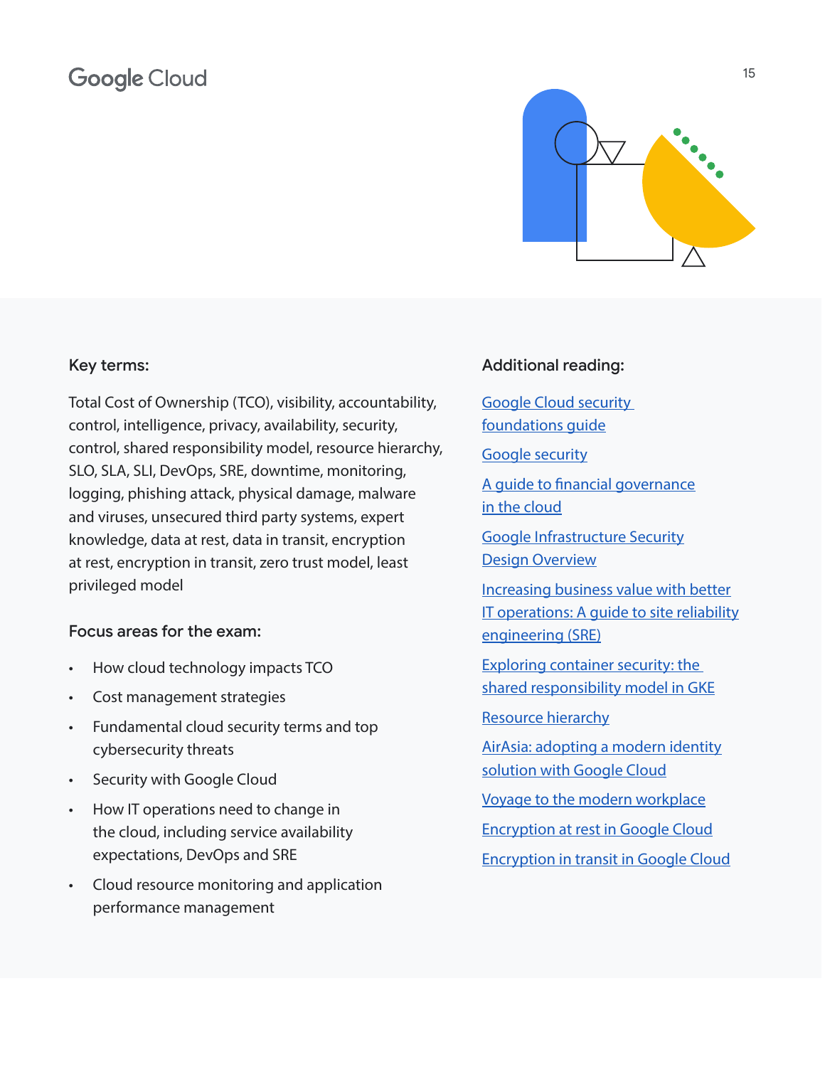### Key terms:

Total Cost of Ownership (TCO), visibility, accountability, control, intelligence, privacy, availability, security, control, shared responsibility model, resource hierarchy, SLO, SLA, SLI, DevOps, SRE, downtime, monitoring, logging, phishing attack, physical damage, malware and viruses, unsecured third party systems, expert knowledge, data at rest, data in transit, encryption at rest, encryption in transit, zero trust model, least privileged model

### Focus areas for the exam:

- How cloud technology impacts TCO
- Cost management strategies
- Fundamental cloud security terms and top cybersecurity threats
- Security with Google Cloud
- How IT operations need to change in the cloud, including service availability expectations, DevOps and SRE
- Cloud resource monitoring and application performance management

### Additional reading:

Google Cloud security foundations guide

Google security

A guide to financial governance in the cloud

Google Infrastructure Security Design Overview

Increasing business value with better IT operations: A guide to site reliability engineering (SRE)

Exploring container security: the shared responsibility model in GKE

Resource hierarchy

AirAsia: adopting a modern identity solution with Google Cloud

Voyage to the modern workplace

Encryption at rest in Google Cloud

Encryption in transit in Google Cloud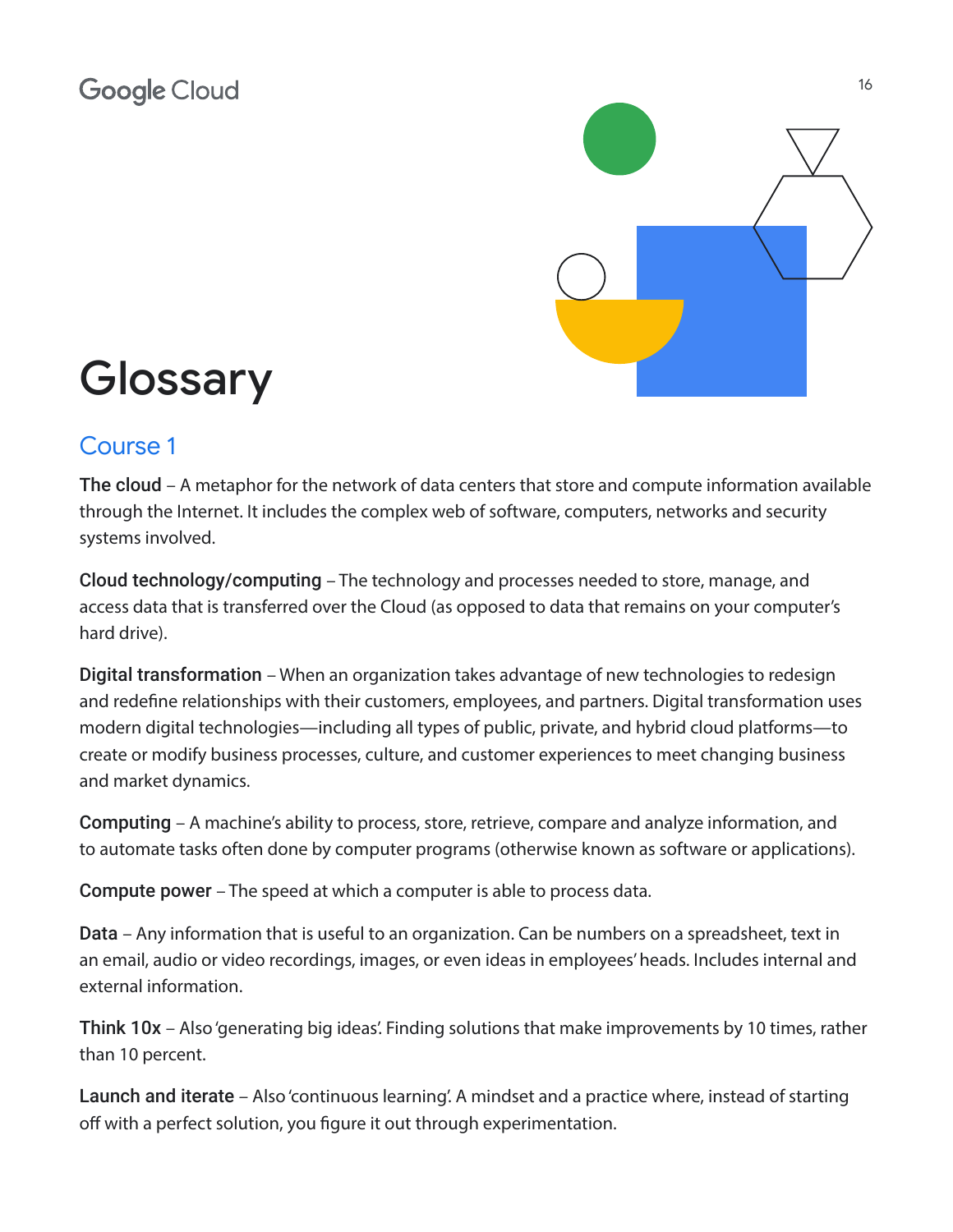# Glossary

## Course 1

**The cloud** – A metaphor for the network of data centers that store and compute information available through the Internet. It includes the complex web of software, computers, networks and security systems involved.

**Cloud technology/computing** – The technology and processes needed to store, manage, and access data that is transferred over the Cloud (as opposed to data that remains on your computer's hard drive).

**Digital transformation** – When an organization takes advantage of new technologies to redesign and redefine relationships with their customers, employees, and partners. Digital transformation uses modern digital technologies—including all types of public, private, and hybrid cloud platforms—to create or modify business processes, culture, and customer experiences to meet changing business and market dynamics.

**Computing** – A machine's ability to process, store, retrieve, compare and analyze information, and to automate tasks often done by computer programs (otherwise known as software or applications).

**Compute power** – The speed at which a computer is able to process data.

**Data** – Any information that is useful to an organization. Can be numbers on a spreadsheet, text in an email, audio or video recordings, images, or even ideas in employees' heads. Includes internal and external information.

**Think 10x** – Also 'generating big ideas'. Finding solutions that make improvements by 10 times, rather than 10 percent.

**Launch and iterate** – Also 'continuous learning'. A mindset and a practice where, instead of starting off with a perfect solution, you figure it out through experimentation.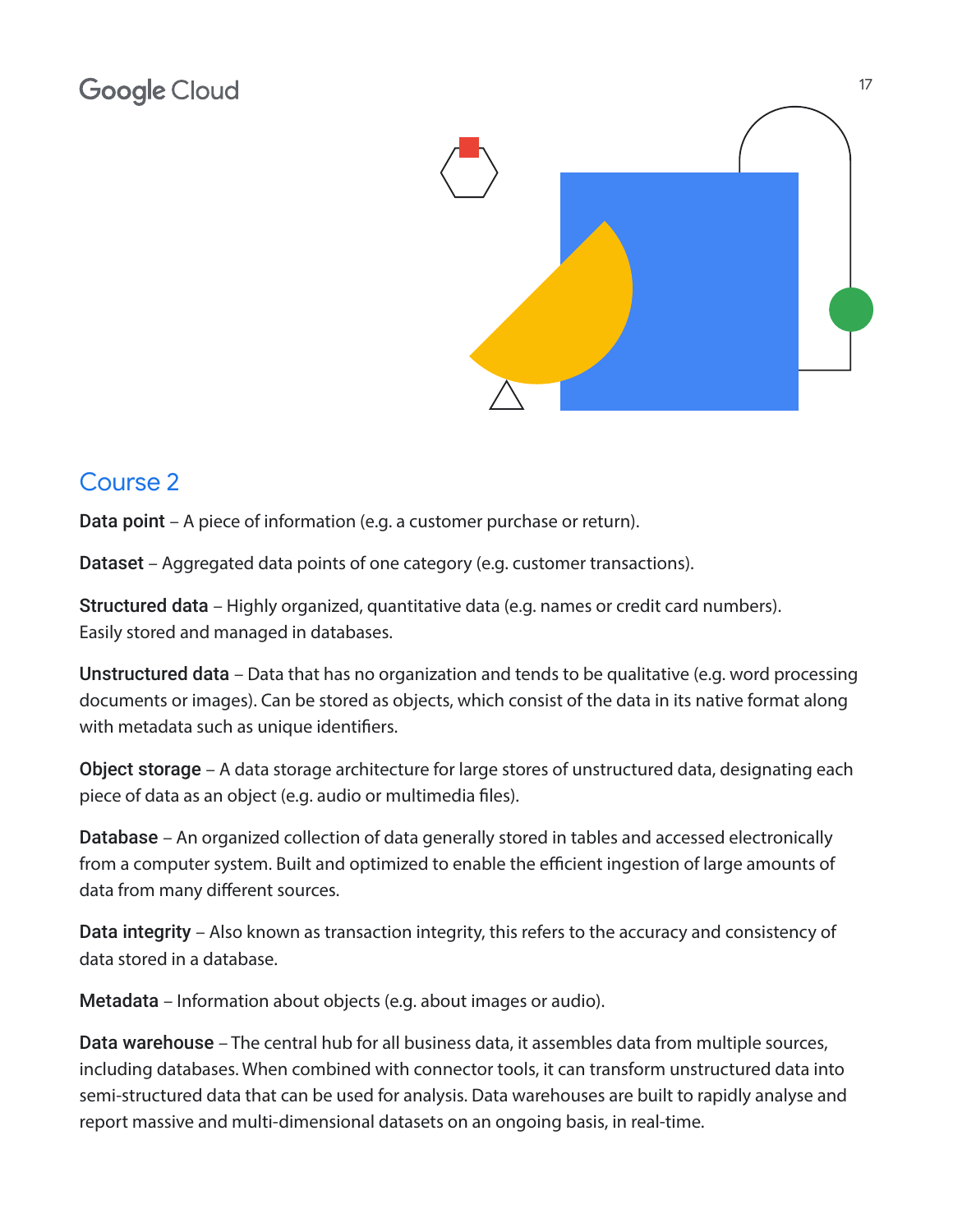## Course 2

**Data point** – A piece of information (e.g. a customer purchase or return).

**Dataset** – Aggregated data points of one category (e.g. customer transactions).

**Structured data** – Highly organized, quantitative data (e.g. names or credit card numbers). Easily stored and managed in databases.

**Unstructured data** – Data that has no organization and tends to be qualitative (e.g. word processing documents or images). Can be stored as objects, which consist of the data in its native format along with metadata such as unique identifiers.

**Object storage** – A data storage architecture for large stores of unstructured data, designating each piece of data as an object (e.g. audio or multimedia files).

**Database** – An organized collection of data generally stored in tables and accessed electronically from a computer system. Built and optimized to enable the efficient ingestion of large amounts of data from many different sources.

**Data integrity** – Also known as transaction integrity, this refers to the accuracy and consistency of data stored in a database.

**Metadata** – Information about objects (e.g. about images or audio).

**Data warehouse** – The central hub for all business data, it assembles data from multiple sources, including databases. When combined with connector tools, it can transform unstructured data into semi-structured data that can be used for analysis. Data warehouses are built to rapidly analyse and report massive and multi-dimensional datasets on an ongoing basis, in real-time.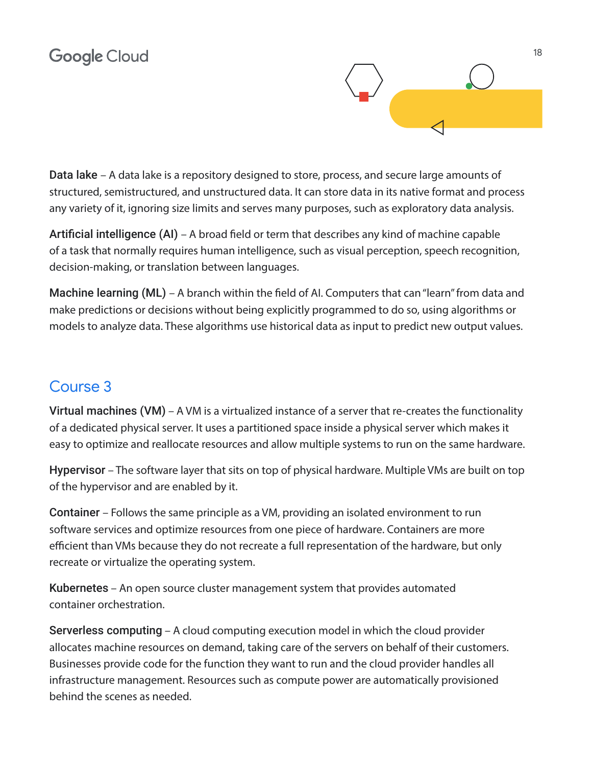**Data lake** – A data lake is a repository designed to store, process, and secure large amounts of structured, semistructured, and unstructured data. It can store data in its native format and process any variety of it, ignoring size limits and serves many purposes, such as exploratory data analysis.

**Artificial intelligence (AI)** – A broad field or term that describes any kind of machine capable of a task that normally requires human intelligence, such as visual perception, speech recognition, decision-making, or translation between languages.

**Machine learning (ML)** – A branch within the field of AI. Computers that can "learn" from data and make predictions or decisions without being explicitly programmed to do so, using algorithms or models to analyze data. These algorithms use historical data as input to predict new output values.

## Course 3

**Virtual machines (VM)** – A VM is a virtualized instance of a server that re-creates the functionality of a dedicated physical server. It uses a partitioned space inside a physical server which makes it easy to optimize and reallocate resources and allow multiple systems to run on the same hardware.

**Hypervisor** – The software layer that sits on top of physical hardware. Multiple VMs are built on top of the hypervisor and are enabled by it.

**Container** – Follows the same principle as a VM, providing an isolated environment to run software services and optimize resources from one piece of hardware. Containers are more efficient than VMs because they do not recreate a full representation of the hardware, but only recreate or virtualize the operating system.

**Kubernetes** – An open source cluster management system that provides automated container orchestration.

**Serverless computing** – A cloud computing execution model in which the cloud provider allocates machine resources on demand, taking care of the servers on behalf of their customers. Businesses provide code for the function they want to run and the cloud provider handles all infrastructure management. Resources such as compute power are automatically provisioned behind the scenes as needed.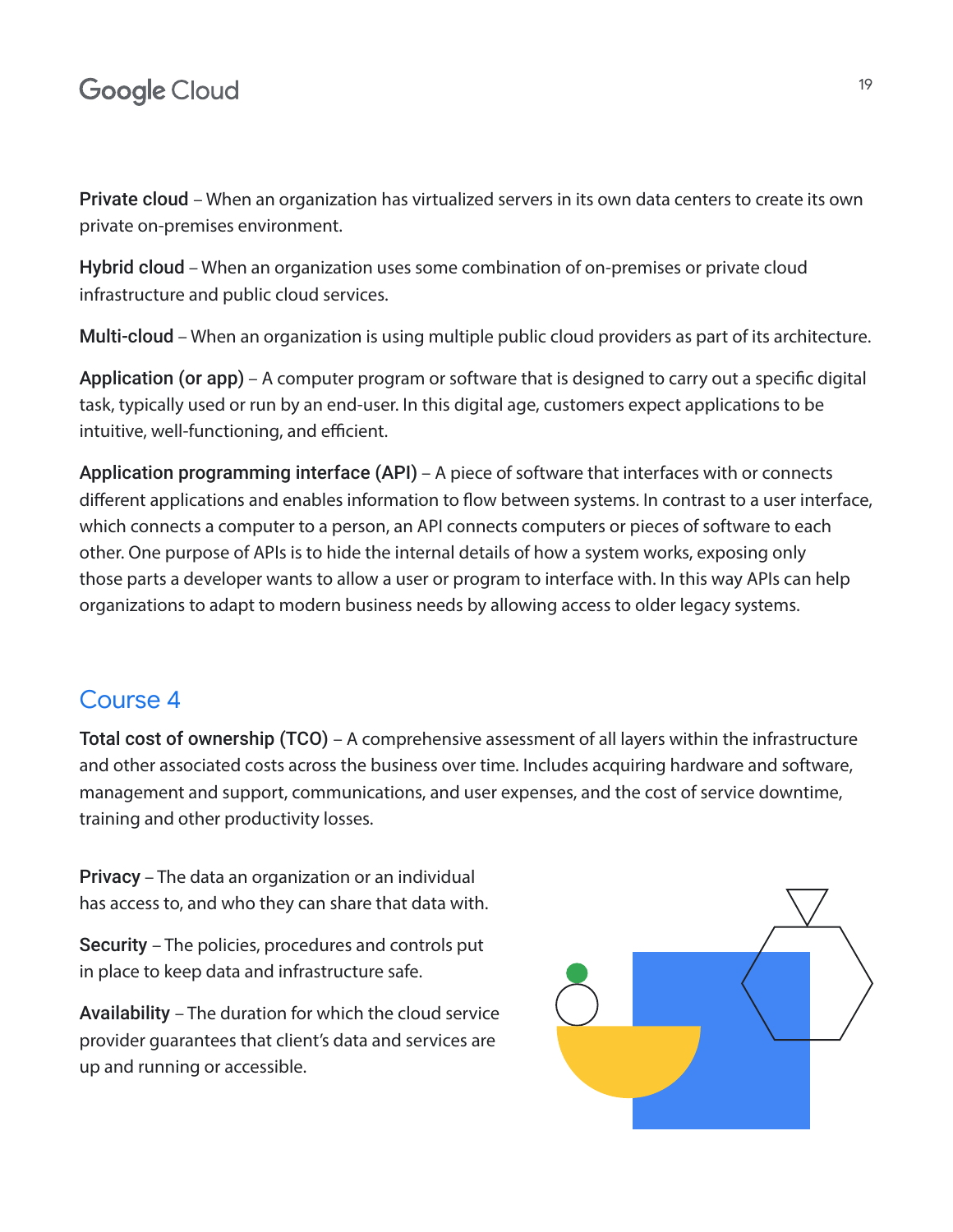**Private cloud** – When an organization has virtualized servers in its own data centers to create its own private on-premises environment.

**Hybrid cloud** – When an organization uses some combination of on-premises or private cloud infrastructure and public cloud services.

**Multi-cloud** – When an organization is using multiple public cloud providers as part of its architecture.

**Application (or app)** – A computer program or software that is designed to carry out a specific digital task, typically used or run by an end-user. In this digital age, customers expect applications to be intuitive, well-functioning, and efficient.

**Application programming interface (API)** – A piece of software that interfaces with or connects different applications and enables information to flow between systems. In contrast to a user interface, which connects a computer to a person, an API connects computers or pieces of software to each other. One purpose of APIs is to hide the internal details of how a system works, exposing only those parts a developer wants to allow a user or program to interface with. In this way APIs can help organizations to adapt to modern business needs by allowing access to older legacy systems.

## Course 4

**Total cost of ownership (TCO)** – A comprehensive assessment of all layers within the infrastructure and other associated costs across the business over time. Includes acquiring hardware and software, management and support, communications, and user expenses, and the cost of service downtime, training and other productivity losses.

**Privacy** – The data an organization or an individual has access to, and who they can share that data with.

**Security** – The policies, procedures and controls put in place to keep data and infrastructure safe.

**Availability** – The duration for which the cloud service provider guarantees that client's data and services are up and running or accessible.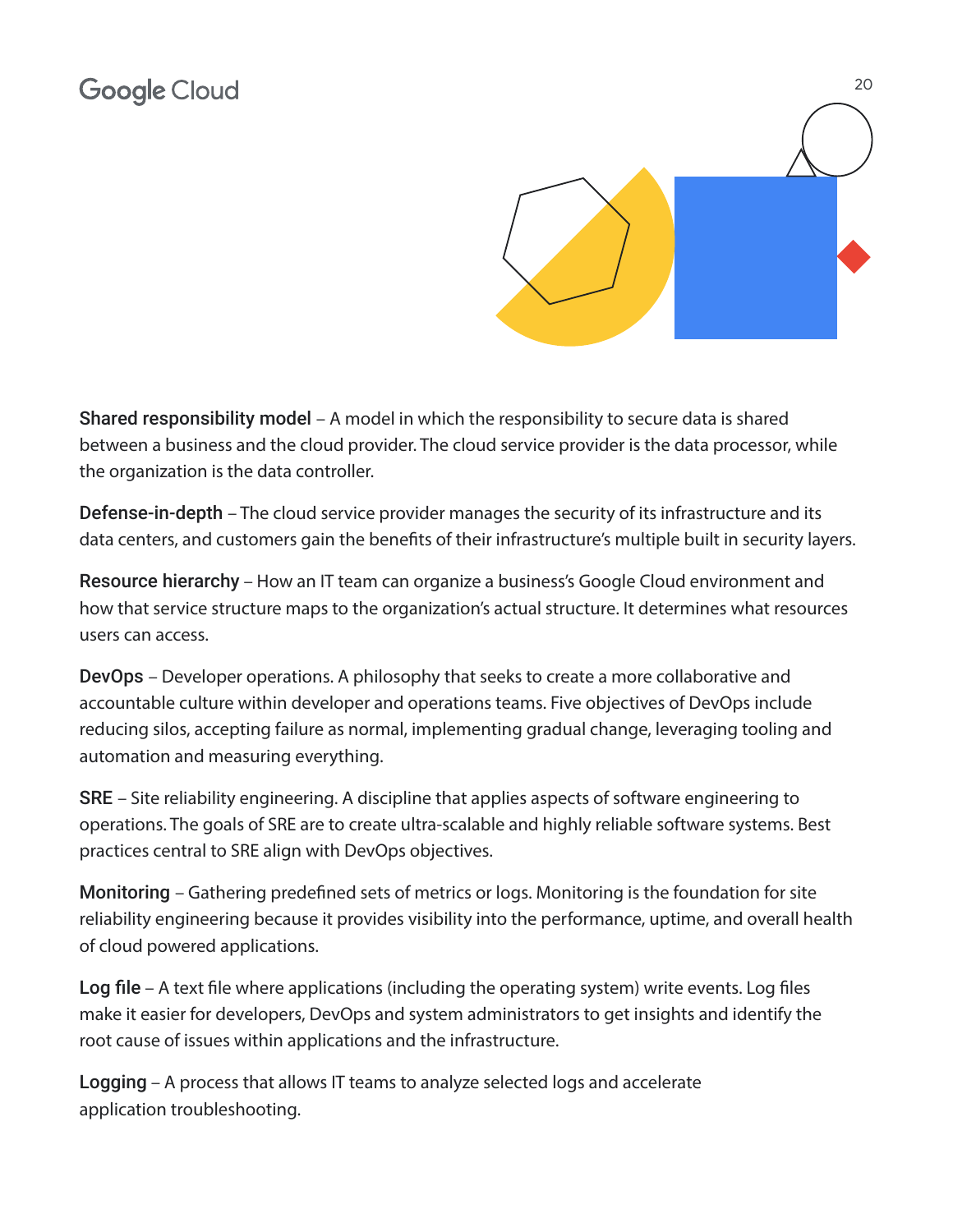**Shared responsibility model** – A model in which the responsibility to secure data is shared between a business and the cloud provider. The cloud service provider is the data processor, while the organization is the data controller.

**Defense-in-depth** – The cloud service provider manages the security of its infrastructure and its data centers, and customers gain the benefits of their infrastructure's multiple built in security layers.

**Resource hierarchy** – How an IT team can organize a business's Google Cloud environment and how that service structure maps to the organization's actual structure. It determines what resources users can access.

**DevOps** – Developer operations. A philosophy that seeks to create a more collaborative and accountable culture within developer and operations teams. Five objectives of DevOps include reducing silos, accepting failure as normal, implementing gradual change, leveraging tooling and automation and measuring everything.

**SRE** – Site reliability engineering. A discipline that applies aspects of software engineering to operations. The goals of SRE are to create ultra-scalable and highly reliable software systems. Best practices central to SRE align with DevOps objectives.

**Monitoring** – Gathering predefined sets of metrics or logs. Monitoring is the foundation for site reliability engineering because it provides visibility into the performance, uptime, and overall health of cloud powered applications.

**Log file** – A text file where applications (including the operating system) write events. Log files make it easier for developers, DevOps and system administrators to get insights and identify the root cause of issues within applications and the infrastructure.

**Logging** – A process that allows IT teams to analyze selected logs and accelerate application troubleshooting.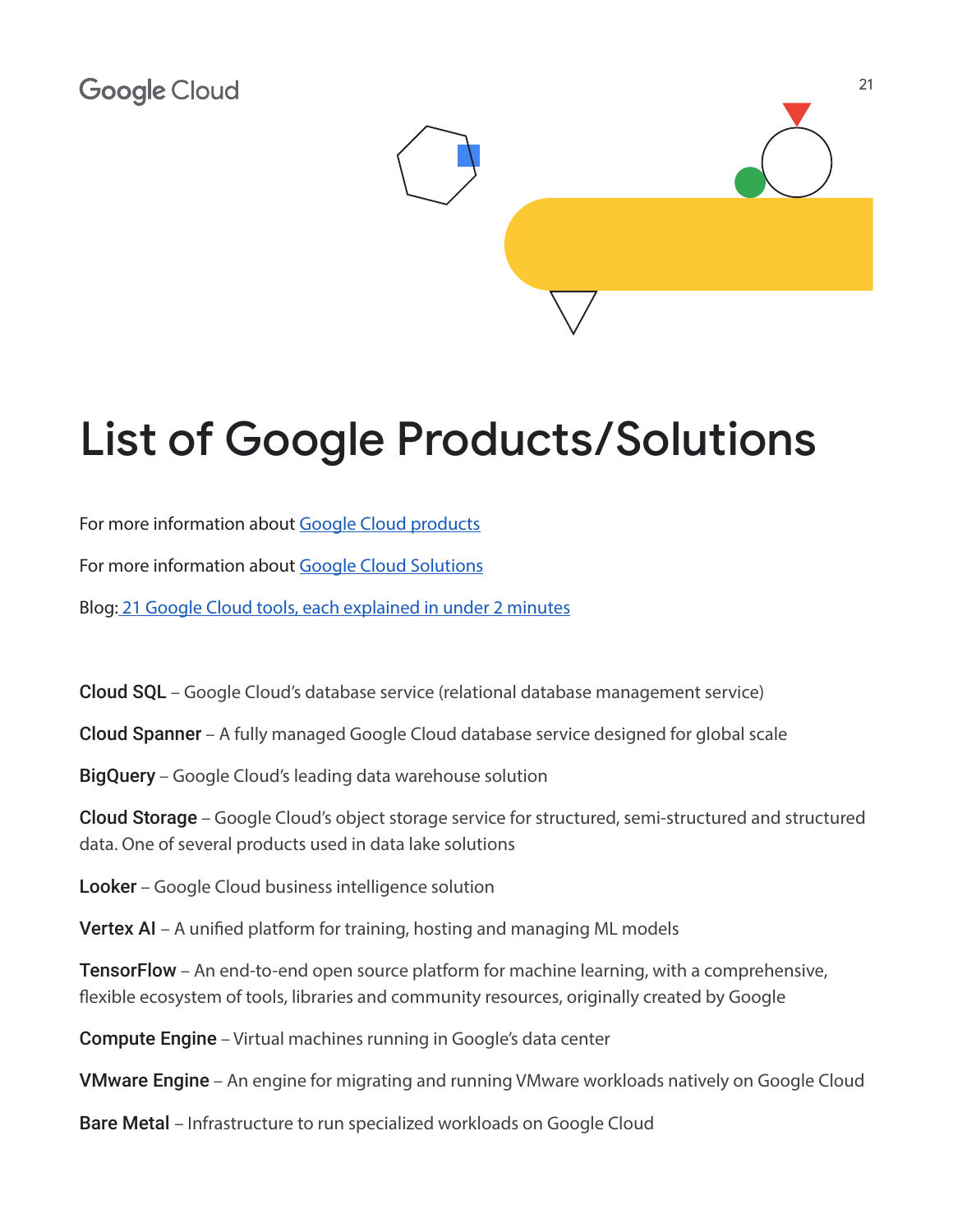# List of Google Products/Solutions

For more information about [Google Cloud products]()

For more information about [Google Cloud Solutions]()

Blog: [21 Google Cloud tools, each explained in under 2 minutes]()

**Cloud SQL** – Google Cloud's database service (relational database management service)

**Cloud Spanner** – A fully managed Google Cloud database service designed for global scale

**BigQuery** – Google Cloud's leading data warehouse solution

**Cloud Storage** – Google Cloud's object storage service for structured, semi-structured and structured data. One of several products used in data lake solutions

**Looker** – Google Cloud business intelligence solution

**Vertex AI** – A unified platform for training, hosting and managing ML models

**TensorFlow** – An end-to-end open source platform for machine learning, with a comprehensive, flexible ecosystem of tools, libraries and community resources, originally created by Google

**Compute Engine** – Virtual machines running in Google's data center

**VMware Engine** – An engine for migrating and running VMware workloads natively on Google Cloud

**Bare Metal** – Infrastructure to run specialized workloads on Google Cloud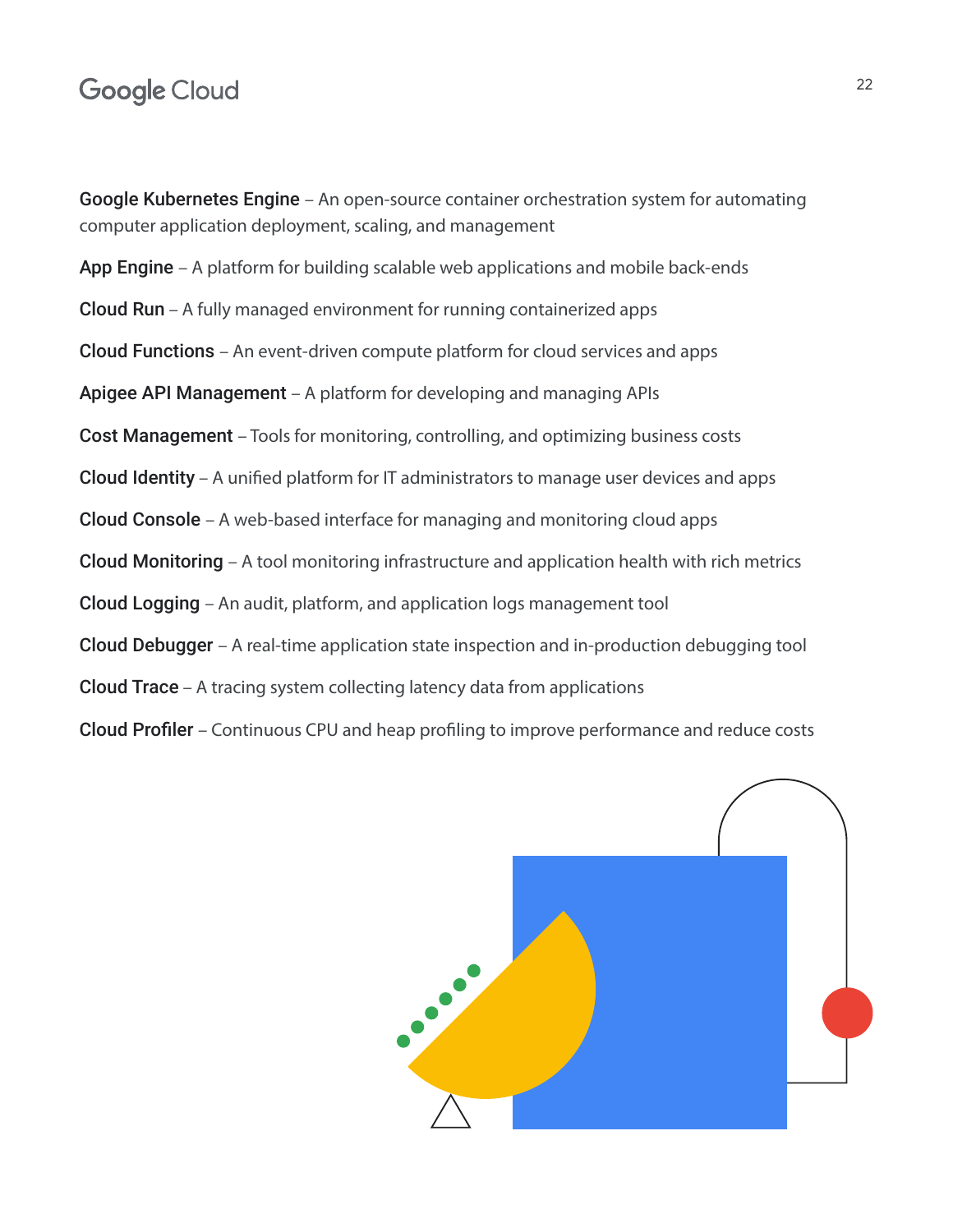**Google Kubernetes Engine** – An open-source container orchestration system for automating computer application deployment, scaling, and management

**App Engine** – A platform for building scalable web applications and mobile back-ends

**Cloud Run** – A fully managed environment for running containerized apps

**Cloud Functions** – An event-driven compute platform for cloud services and apps

**Apigee API Management** – A platform for developing and managing APIs

**Cost Management** – Tools for monitoring, controlling, and optimizing business costs

**Cloud Identity** – A unified platform for IT administrators to manage user devices and apps

**Cloud Console** – A web-based interface for managing and monitoring cloud apps

**Cloud Monitoring** – A tool monitoring infrastructure and application health with rich metrics

**Cloud Logging** – An audit, platform, and application logs management tool

**Cloud Debugger** – A real-time application state inspection and in-production debugging tool

**Cloud Trace** – A tracing system collecting latency data from applications

**Cloud Profiler** – Continuous CPU and heap profiling to improve performance and reduce costs